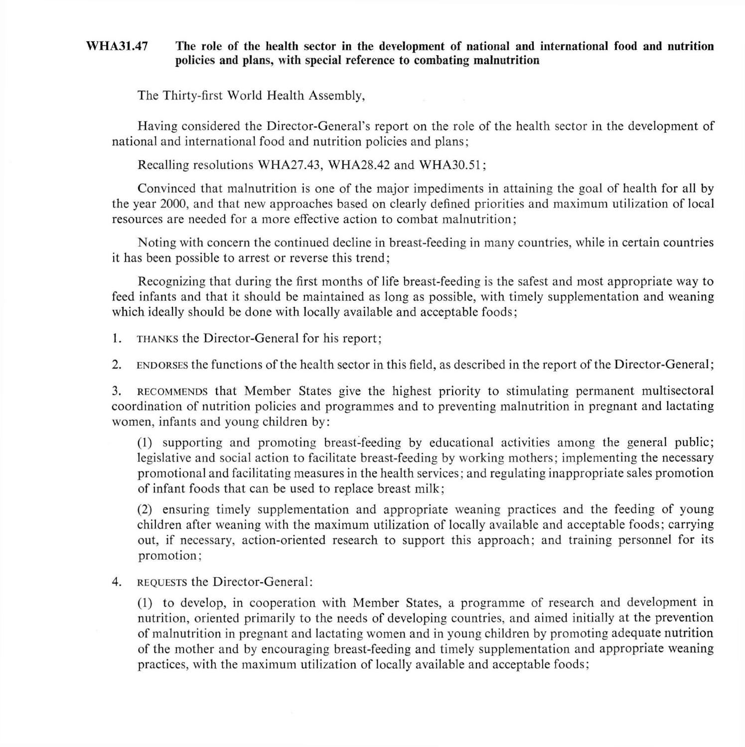**WHA31.47 The role of the health sector in the development of national and international food and nutrition policies and plans, with special reference to combating malnutrition**

The Thirty-first World Health Assembly,

Having considered the Director-General's report on the role of the health sector in the development of national and international food and nutrition policies and plans;

Recalling resolutions WHA27.43, WHA28.42 and WHA30.51;

Convinced that malnutrition is one of the major impediments in attaining the goal of health for all by the year 2000, and that new approaches based on clearly defined priorities and maximum utilization of local resources are needed for a more effective action to combat malnutrition;

Noting with concern the continued decline in breast-feeding in many countries, while in certain countries it has been possible to arrest or reverse this trend;

Recognizing that during the first months of life breast-feeding is the safest and most appropriate way to feed infants and that it should be maintained as long as possible, with timely supplementation and weaning which ideally should be done with locally available and acceptable foods;

1. THANKS the Director-General for his report;

2. ENDORSES the functions of the health sector in this field, as described in the report of the Director-General;

3. RECOMMENDS that Member States give the highest priority to stimulating permanent multisectoral coordination of nutrition policies and programmes and to preventing malnutrition in pregnant and lactating women, infants and young children by:

   (1) supporting and promoting breast-feeding by educational activities among the general public; legislative and social action to facilitate breast-feeding by working mothers; implementing the necessary promotional and facilitating measures in the health services; and regulating inappropriate sales promotion of infant foods that can be used to replace breast milk;

   (2) ensuring timely supplementation and appropriate weaning practices and the feeding of young children after weaning with the maximum utilization of locally available and acceptable foods; carrying out, if necessary, action-oriented research to support this approach; and training personnel for its promotion;

4. REQUESTS the Director-General:

   (1) to develop, in cooperation with Member States, a programme of research and development in nutrition, oriented primarily to the needs of developing countries, and aimed initially at the prevention of malnutrition in pregnant and lactating women and in young children by promoting adequate nutrition of the mother and by encouraging breast-feeding and timely supplementation and appropriate weaning practices, with the maximum utilization of locally available and acceptable foods;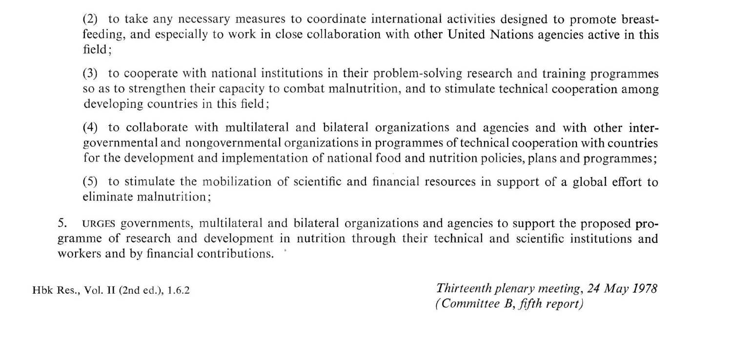(2) to take any necessary measures to coordinate international activities designed to promote breast-feeding, and especially to work in close collaboration with other United Nations agencies active in this field;

(3) to cooperate with national institutions in their problem-solving research and training programmes so as to strengthen their capacity to combat malnutrition, and to stimulate technical cooperation among developing countries in this field;

(4) to collaborate with multilateral and bilateral organizations and agencies and with other intergovernmental and nongovernmental organizations in programmes of technical cooperation with countries for the development and implementation of national food and nutrition policies, plans and programmes;

(5) to stimulate the mobilization of scientific and financial resources in support of a global effort to eliminate malnutrition;

5. URGES governments, multilateral and bilateral organizations and agencies to support the proposed programme of research and development in nutrition through their technical and scientific institutions and workers and by financial contributions.

Hbk Res., Vol. II (2nd ed.), 1.6.2

*Thirteenth plenary meeting, 24 May 1978*
*(Committee B, fifth report)*